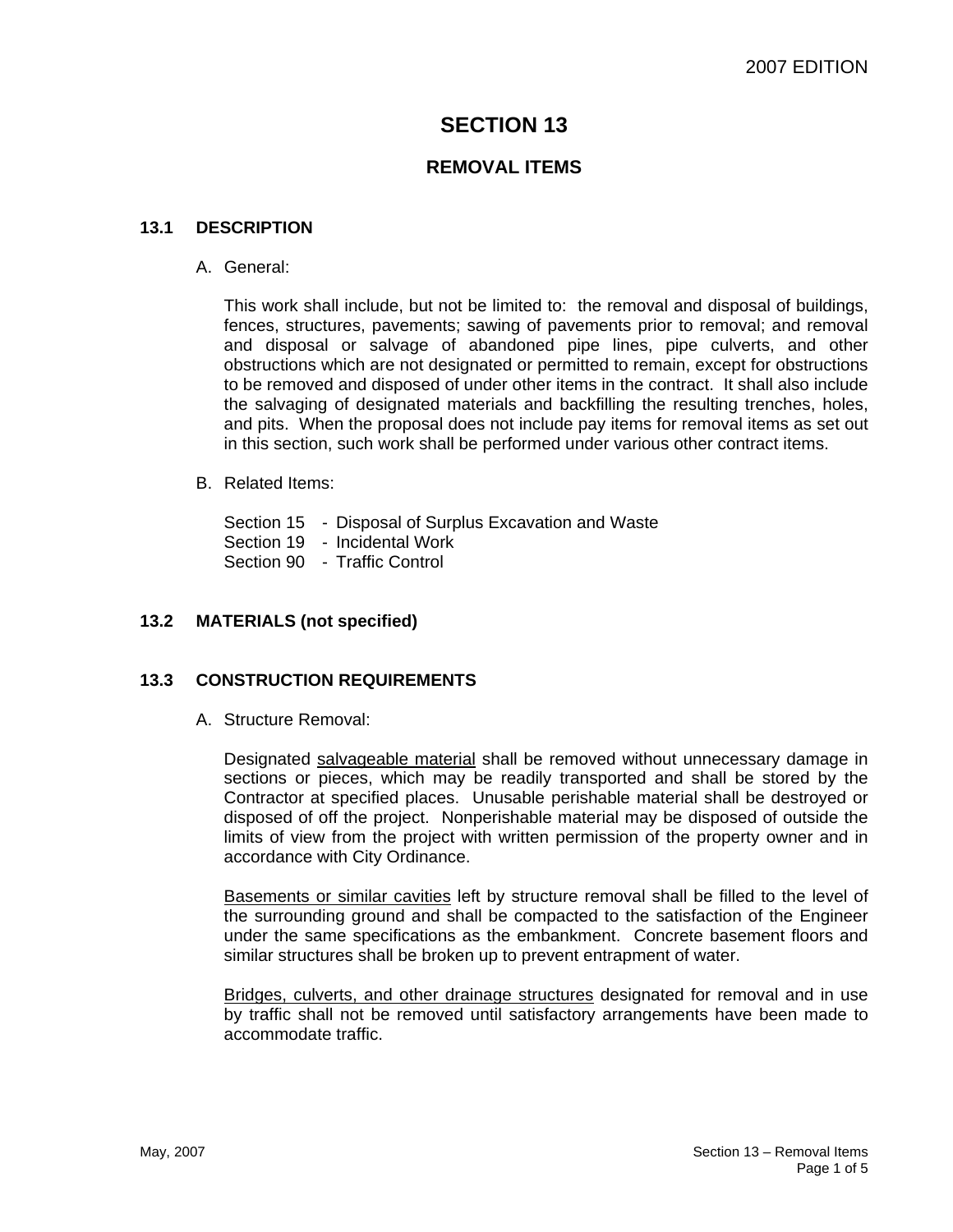# SECTION 13

## REMOVAL ITEMS

### 13.1 DESCRIPTION

A. General:

This work shall include, but not be limited to: the removal and disposal of buildings, fences, structures, pavements; sawing of pavements prior to removal; and removal and disposal or salvage of abandoned pipe lines, pipe culverts, and other obstructions which are not designated or permitted to remain, except for obstructions to be removed and disposed of under other items in the contract. It shall also include the salvaging of designated materials and backfilling the resulting trenches, holes, and pits. When the proposal does not include pay items for removal items as set out in this section, such work shall be performed under various other contract items.

B. Related Items:

Section 15 - Disposal of Surplus Excavation and Waste
Section 19 - Incidental Work
Section 90 - Traffic Control

### 13.2 MATERIALS (not specified)

### 13.3 CONSTRUCTION REQUIREMENTS

A. Structure Removal:

Designated salvageable material shall be removed without unnecessary damage in sections or pieces, which may be readily transported and shall be stored by the Contractor at specified places. Unusable perishable material shall be destroyed or disposed of off the project. Nonperishable material may be disposed of outside the limits of view from the project with written permission of the property owner and in accordance with City Ordinance.

Basements or similar cavities left by structure removal shall be filled to the level of the surrounding ground and shall be compacted to the satisfaction of the Engineer under the same specifications as the embankment. Concrete basement floors and similar structures shall be broken up to prevent entrapment of water.

Bridges, culverts, and other drainage structures designated for removal and in use by traffic shall not be removed until satisfactory arrangements have been made to accommodate traffic.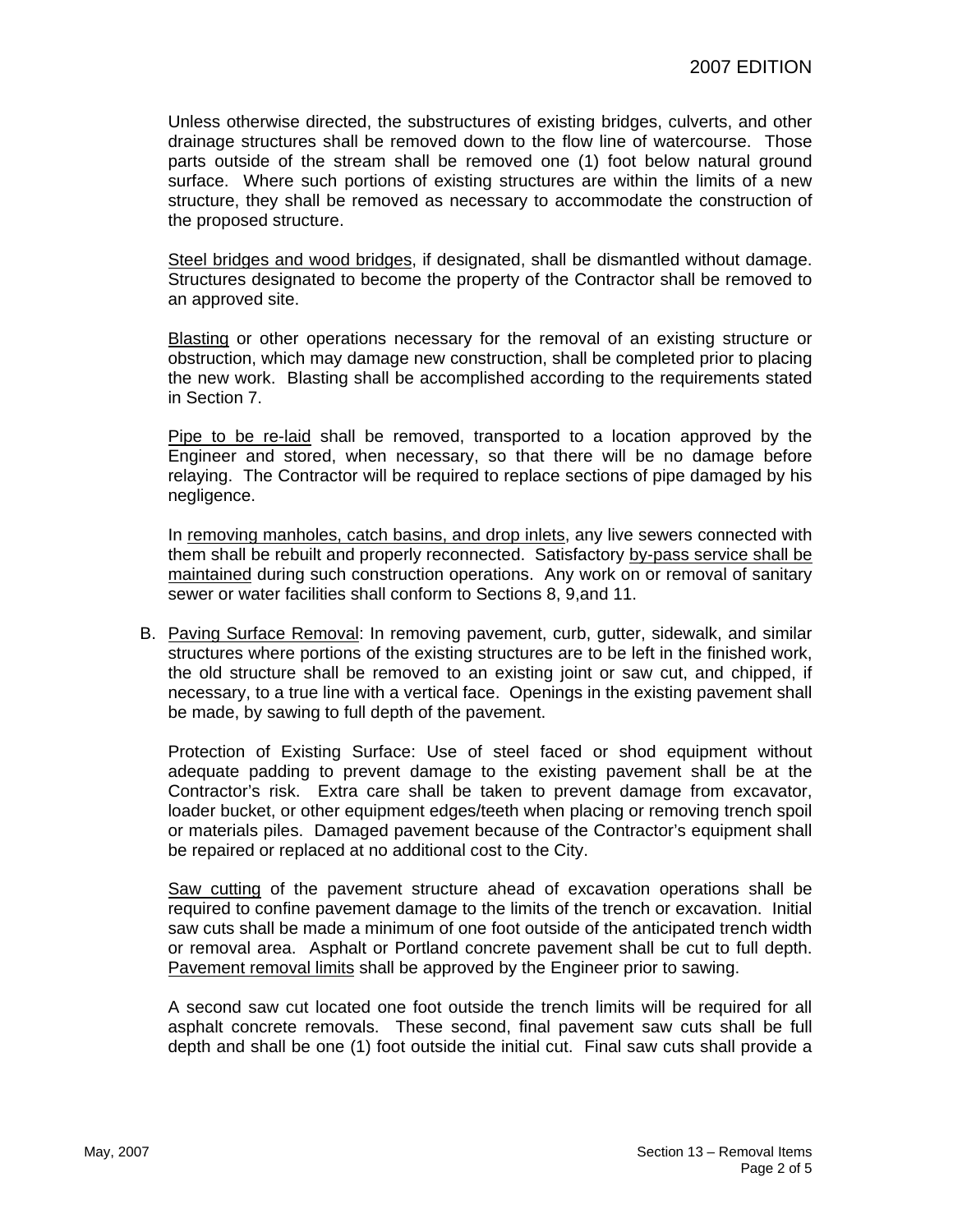Unless otherwise directed, the substructures of existing bridges, culverts, and other drainage structures shall be removed down to the flow line of watercourse. Those parts outside of the stream shall be removed one (1) foot below natural ground surface. Where such portions of existing structures are within the limits of a new structure, they shall be removed as necessary to accommodate the construction of the proposed structure.

Steel bridges and wood bridges, if designated, shall be dismantled without damage. Structures designated to become the property of the Contractor shall be removed to an approved site.

Blasting or other operations necessary for the removal of an existing structure or obstruction, which may damage new construction, shall be completed prior to placing the new work. Blasting shall be accomplished according to the requirements stated in Section 7.

Pipe to be re-laid shall be removed, transported to a location approved by the Engineer and stored, when necessary, so that there will be no damage before relaying. The Contractor will be required to replace sections of pipe damaged by his negligence.

In removing manholes, catch basins, and drop inlets, any live sewers connected with them shall be rebuilt and properly reconnected. Satisfactory by-pass service shall be maintained during such construction operations. Any work on or removal of sanitary sewer or water facilities shall conform to Sections 8, 9,and 11.

B. Paving Surface Removal: In removing pavement, curb, gutter, sidewalk, and similar structures where portions of the existing structures are to be left in the finished work, the old structure shall be removed to an existing joint or saw cut, and chipped, if necessary, to a true line with a vertical face. Openings in the existing pavement shall be made, by sawing to full depth of the pavement.

   Protection of Existing Surface: Use of steel faced or shod equipment without adequate padding to prevent damage to the existing pavement shall be at the Contractor's risk. Extra care shall be taken to prevent damage from excavator, loader bucket, or other equipment edges/teeth when placing or removing trench spoil or materials piles. Damaged pavement because of the Contractor's equipment shall be repaired or replaced at no additional cost to the City.

   Saw cutting of the pavement structure ahead of excavation operations shall be required to confine pavement damage to the limits of the trench or excavation. Initial saw cuts shall be made a minimum of one foot outside of the anticipated trench width or removal area. Asphalt or Portland concrete pavement shall be cut to full depth. Pavement removal limits shall be approved by the Engineer prior to sawing.

   A second saw cut located one foot outside the trench limits will be required for all asphalt concrete removals. These second, final pavement saw cuts shall be full depth and shall be one (1) foot outside the initial cut. Final saw cuts shall provide a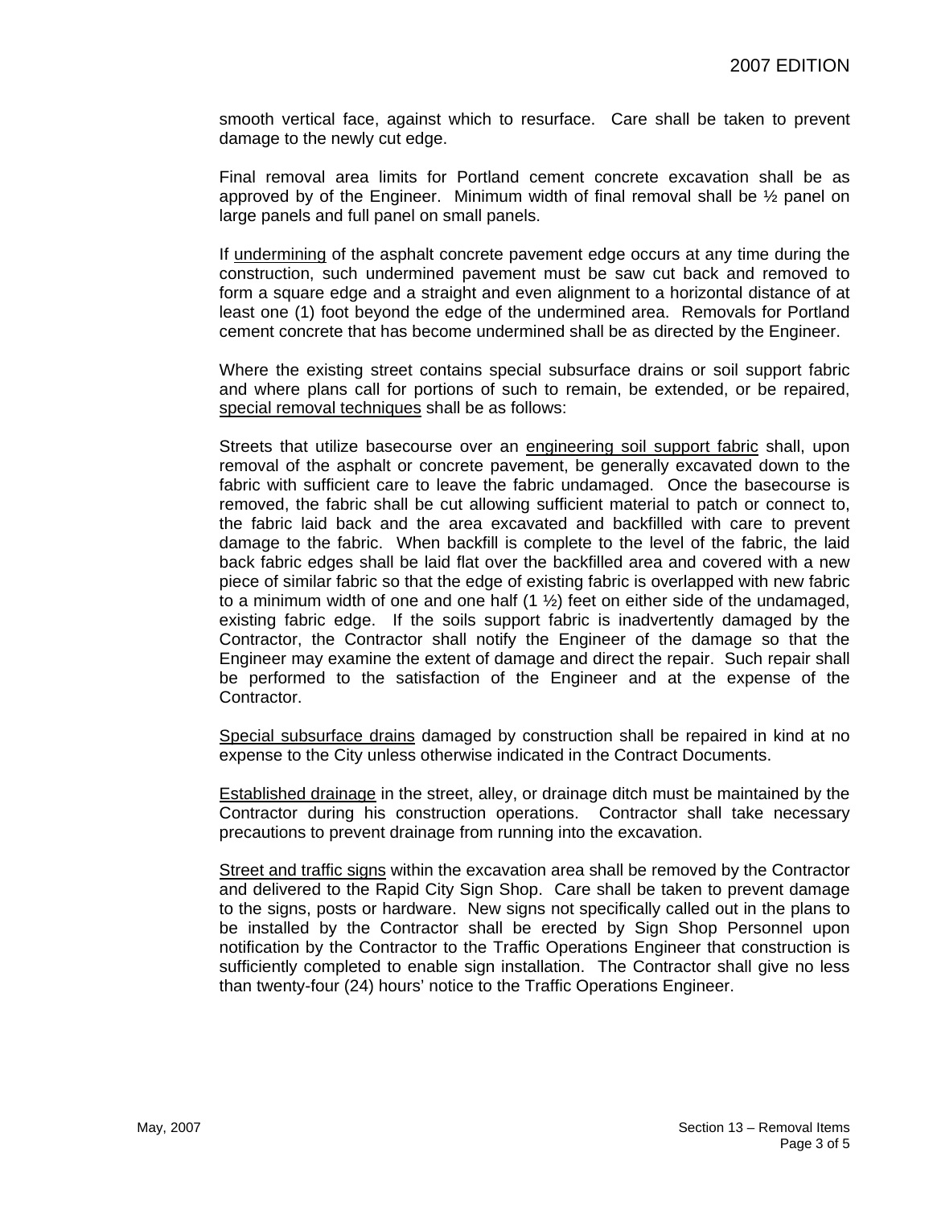smooth vertical face, against which to resurface. Care shall be taken to prevent damage to the newly cut edge.

Final removal area limits for Portland cement concrete excavation shall be as approved by of the Engineer. Minimum width of final removal shall be ½ panel on large panels and full panel on small panels.

If <u>undermining</u> of the asphalt concrete pavement edge occurs at any time during the construction, such undermined pavement must be saw cut back and removed to form a square edge and a straight and even alignment to a horizontal distance of at least one (1) foot beyond the edge of the undermined area. Removals for Portland cement concrete that has become undermined shall be as directed by the Engineer.

Where the existing street contains special subsurface drains or soil support fabric and where plans call for portions of such to remain, be extended, or be repaired, <u>special removal techniques</u> shall be as follows:

Streets that utilize basecourse over an <u>engineering soil support fabric</u> shall, upon removal of the asphalt or concrete pavement, be generally excavated down to the fabric with sufficient care to leave the fabric undamaged. Once the basecourse is removed, the fabric shall be cut allowing sufficient material to patch or connect to, the fabric laid back and the area excavated and backfilled with care to prevent damage to the fabric. When backfill is complete to the level of the fabric, the laid back fabric edges shall be laid flat over the backfilled area and covered with a new piece of similar fabric so that the edge of existing fabric is overlapped with new fabric to a minimum width of one and one half (1 ½) feet on either side of the undamaged, existing fabric edge. If the soils support fabric is inadvertently damaged by the Contractor, the Contractor shall notify the Engineer of the damage so that the Engineer may examine the extent of damage and direct the repair. Such repair shall be performed to the satisfaction of the Engineer and at the expense of the Contractor.

<u>Special subsurface drains</u> damaged by construction shall be repaired in kind at no expense to the City unless otherwise indicated in the Contract Documents.

<u>Established drainage</u> in the street, alley, or drainage ditch must be maintained by the Contractor during his construction operations. Contractor shall take necessary precautions to prevent drainage from running into the excavation.

<u>Street and traffic signs</u> within the excavation area shall be removed by the Contractor and delivered to the Rapid City Sign Shop. Care shall be taken to prevent damage to the signs, posts or hardware. New signs not specifically called out in the plans to be installed by the Contractor shall be erected by Sign Shop Personnel upon notification by the Contractor to the Traffic Operations Engineer that construction is sufficiently completed to enable sign installation. The Contractor shall give no less than twenty-four (24) hours' notice to the Traffic Operations Engineer.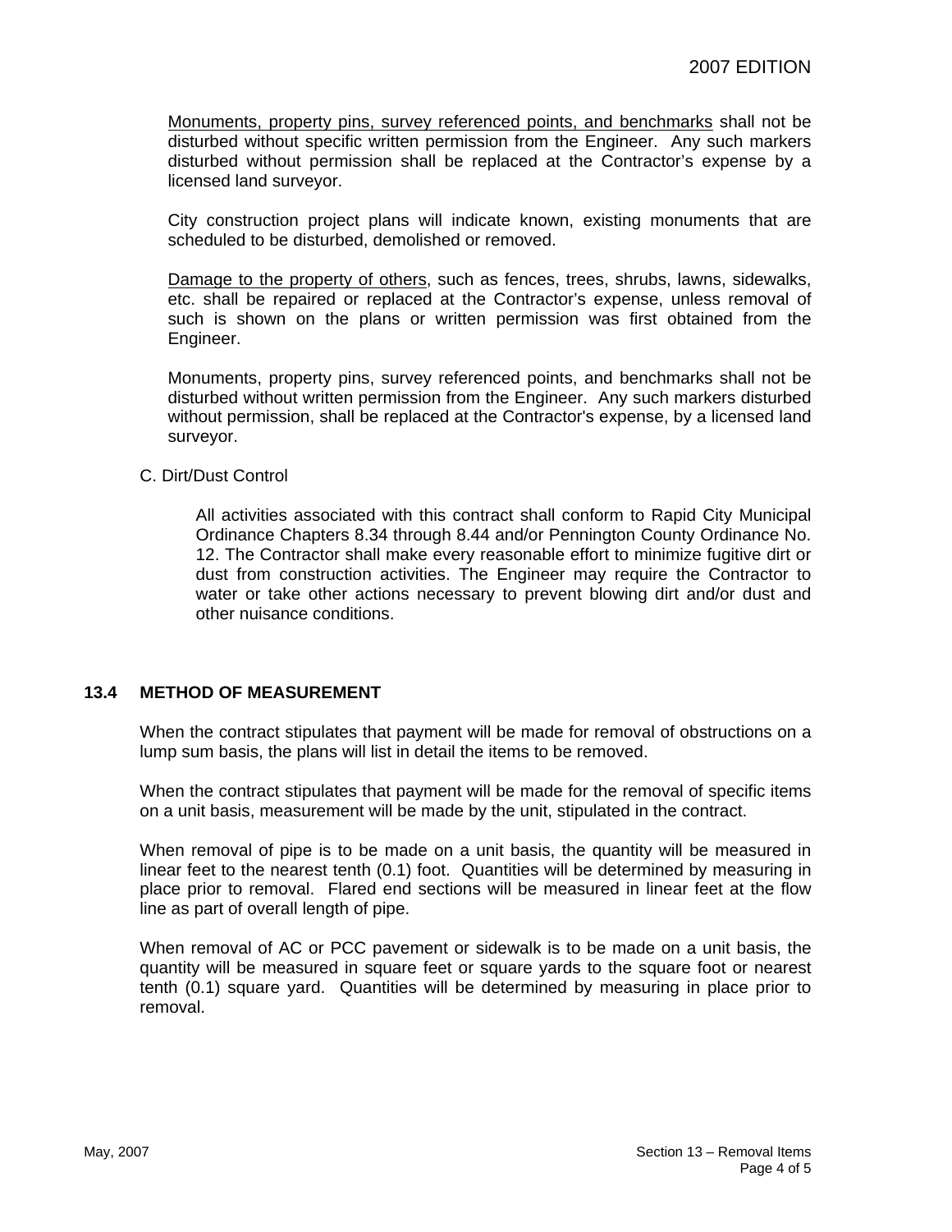Monuments, property pins, survey referenced points, and benchmarks shall not be disturbed without specific written permission from the Engineer. Any such markers disturbed without permission shall be replaced at the Contractor's expense by a licensed land surveyor.

City construction project plans will indicate known, existing monuments that are scheduled to be disturbed, demolished or removed.

Damage to the property of others, such as fences, trees, shrubs, lawns, sidewalks, etc. shall be repaired or replaced at the Contractor's expense, unless removal of such is shown on the plans or written permission was first obtained from the Engineer.

Monuments, property pins, survey referenced points, and benchmarks shall not be disturbed without written permission from the Engineer. Any such markers disturbed without permission, shall be replaced at the Contractor's expense, by a licensed land surveyor.

C. Dirt/Dust Control

All activities associated with this contract shall conform to Rapid City Municipal Ordinance Chapters 8.34 through 8.44 and/or Pennington County Ordinance No. 12. The Contractor shall make every reasonable effort to minimize fugitive dirt or dust from construction activities. The Engineer may require the Contractor to water or take other actions necessary to prevent blowing dirt and/or dust and other nuisance conditions.

## 13.4 METHOD OF MEASUREMENT

When the contract stipulates that payment will be made for removal of obstructions on a lump sum basis, the plans will list in detail the items to be removed.

When the contract stipulates that payment will be made for the removal of specific items on a unit basis, measurement will be made by the unit, stipulated in the contract.

When removal of pipe is to be made on a unit basis, the quantity will be measured in linear feet to the nearest tenth (0.1) foot. Quantities will be determined by measuring in place prior to removal. Flared end sections will be measured in linear feet at the flow line as part of overall length of pipe.

When removal of AC or PCC pavement or sidewalk is to be made on a unit basis, the quantity will be measured in square feet or square yards to the square foot or nearest tenth (0.1) square yard. Quantities will be determined by measuring in place prior to removal.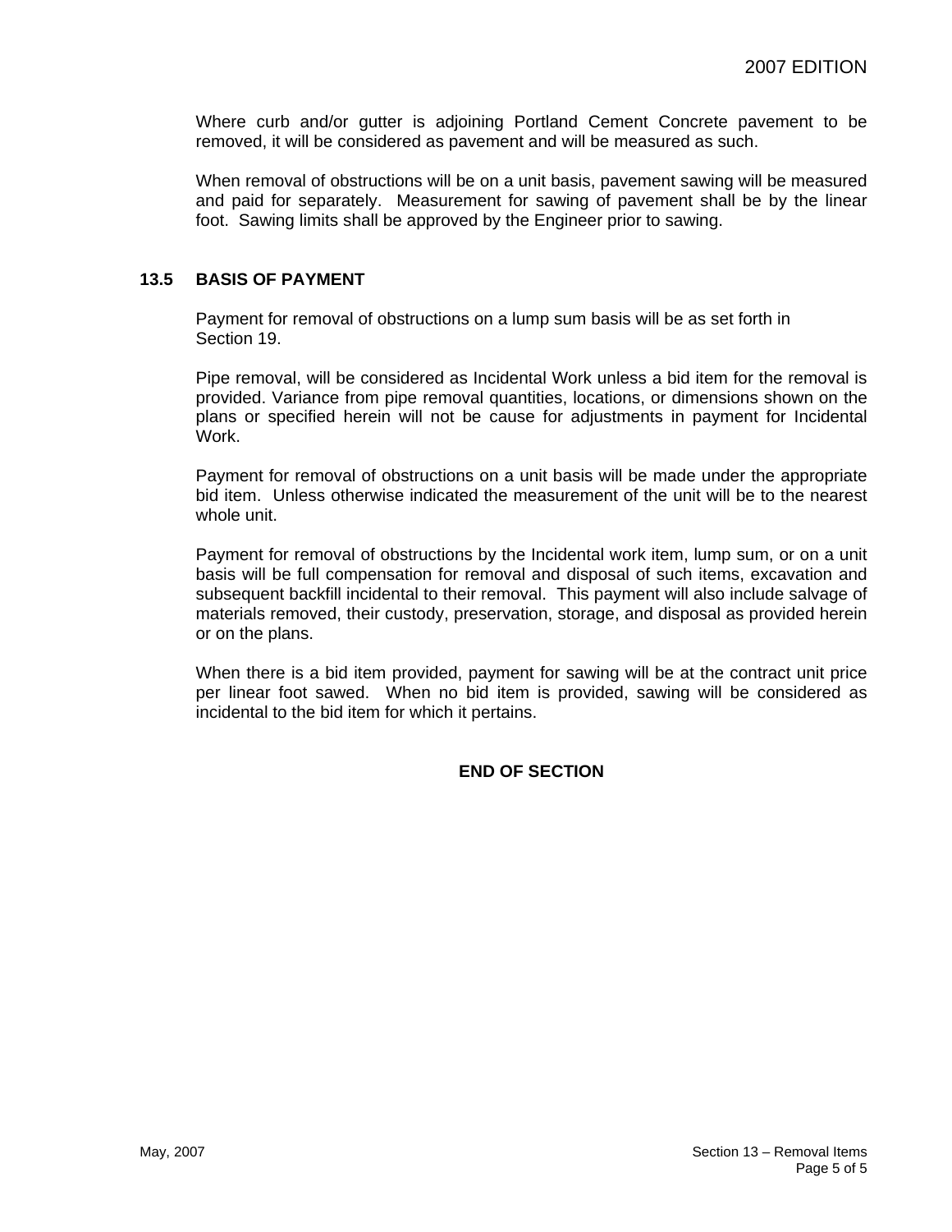Where curb and/or gutter is adjoining Portland Cement Concrete pavement to be removed, it will be considered as pavement and will be measured as such.

When removal of obstructions will be on a unit basis, pavement sawing will be measured and paid for separately. Measurement for sawing of pavement shall be by the linear foot. Sawing limits shall be approved by the Engineer prior to sawing.

## 13.5 BASIS OF PAYMENT

Payment for removal of obstructions on a lump sum basis will be as set forth in Section 19.

Pipe removal, will be considered as Incidental Work unless a bid item for the removal is provided. Variance from pipe removal quantities, locations, or dimensions shown on the plans or specified herein will not be cause for adjustments in payment for Incidental Work.

Payment for removal of obstructions on a unit basis will be made under the appropriate bid item. Unless otherwise indicated the measurement of the unit will be to the nearest whole unit.

Payment for removal of obstructions by the Incidental work item, lump sum, or on a unit basis will be full compensation for removal and disposal of such items, excavation and subsequent backfill incidental to their removal. This payment will also include salvage of materials removed, their custody, preservation, storage, and disposal as provided herein or on the plans.

When there is a bid item provided, payment for sawing will be at the contract unit price per linear foot sawed. When no bid item is provided, sawing will be considered as incidental to the bid item for which it pertains.

**END OF SECTION**